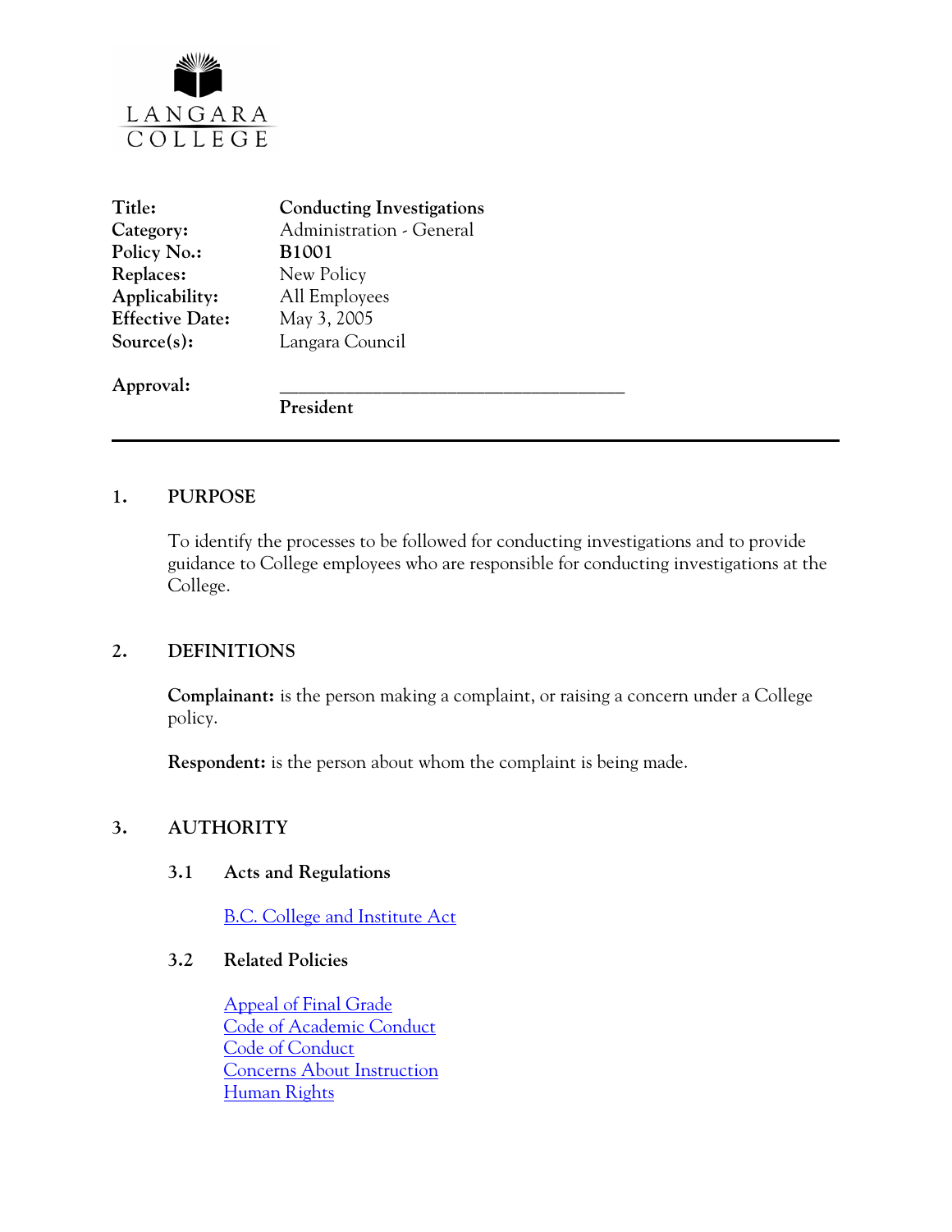LANGARA COLLEGE

| | |
|---|---|
| **Title:** | **Conducting Investigations** |
| **Category:** | Administration - General |
| **Policy No.:** | **B1001** |
| **Replaces:** | New Policy |
| **Applicability:** | All Employees |
| **Effective Date:** | May 3, 2005 |
| **Source(s):** | Langara Council |
| **Approval:** | ______________________________ **President** |

---

## 1. PURPOSE

To identify the processes to be followed for conducting investigations and to provide guidance to College employees who are responsible for conducting investigations at the College.

## 2. DEFINITIONS

**Complainant:** is the person making a complaint, or raising a concern under a College policy.

**Respondent:** is the person about whom the complaint is being made.

## 3. AUTHORITY

### 3.1 Acts and Regulations

B.C. College and Institute Act

### 3.2 Related Policies

Appeal of Final Grade
Code of Academic Conduct
Code of Conduct
Concerns About Instruction
Human Rights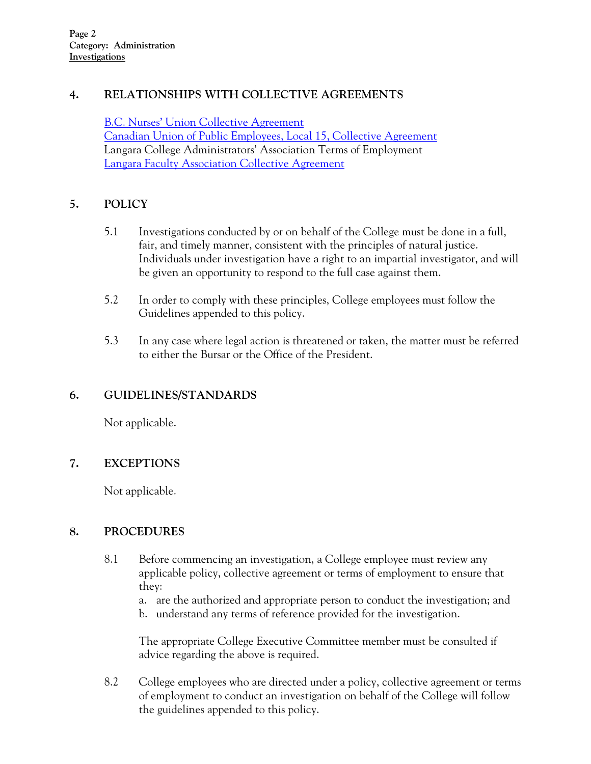## 4. RELATIONSHIPS WITH COLLECTIVE AGREEMENTS

B.C. Nurses' Union Collective Agreement
Canadian Union of Public Employees, Local 15, Collective Agreement
Langara College Administrators' Association Terms of Employment
Langara Faculty Association Collective Agreement

## 5. POLICY

5.1 Investigations conducted by or on behalf of the College must be done in a full, fair, and timely manner, consistent with the principles of natural justice. Individuals under investigation have a right to an impartial investigator, and will be given an opportunity to respond to the full case against them.

5.2 In order to comply with these principles, College employees must follow the Guidelines appended to this policy.

5.3 In any case where legal action is threatened or taken, the matter must be referred to either the Bursar or the Office of the President.

## 6. GUIDELINES/STANDARDS

Not applicable.

## 7. EXCEPTIONS

Not applicable.

## 8. PROCEDURES

8.1 Before commencing an investigation, a College employee must review any applicable policy, collective agreement or terms of employment to ensure that they:

a. are the authorized and appropriate person to conduct the investigation; and
b. understand any terms of reference provided for the investigation.

The appropriate College Executive Committee member must be consulted if advice regarding the above is required.

8.2 College employees who are directed under a policy, collective agreement or terms of employment to conduct an investigation on behalf of the College will follow the guidelines appended to this policy.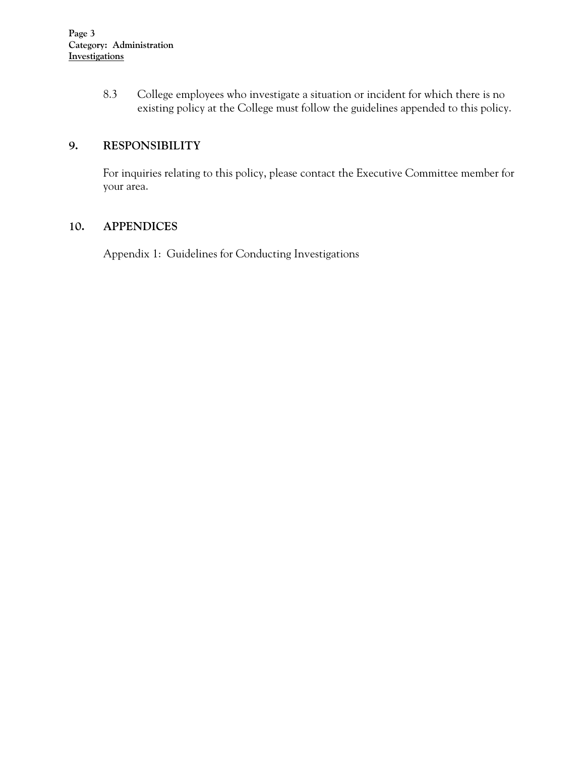8.3 College employees who investigate a situation or incident for which there is no existing policy at the College must follow the guidelines appended to this policy.

## 9. RESPONSIBILITY

For inquiries relating to this policy, please contact the Executive Committee member for your area.

## 10. APPENDICES

Appendix 1: Guidelines for Conducting Investigations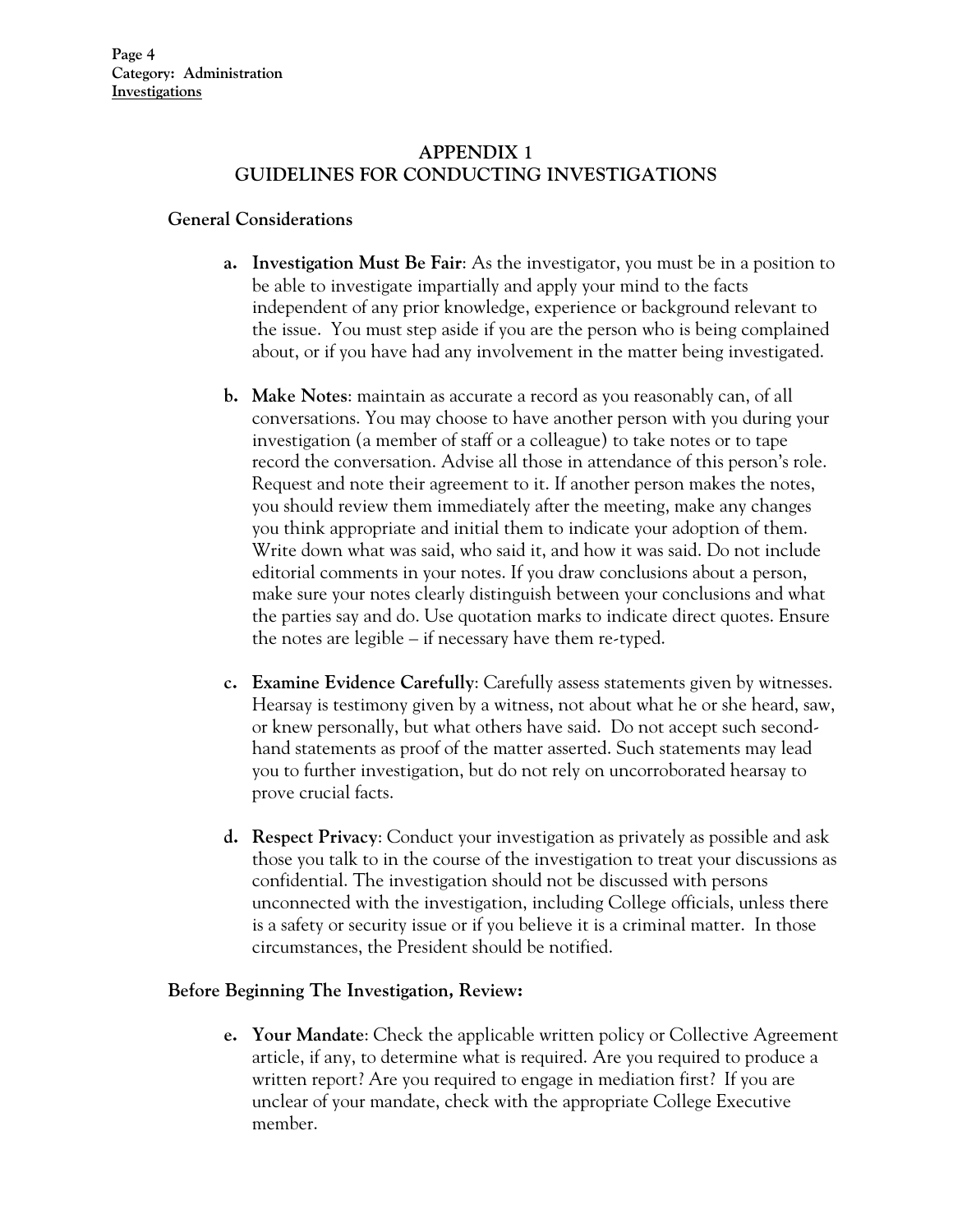# APPENDIX 1
# GUIDELINES FOR CONDUCTING INVESTIGATIONS

## General Considerations

a. **Investigation Must Be Fair**: As the investigator, you must be in a position to be able to investigate impartially and apply your mind to the facts independent of any prior knowledge, experience or background relevant to the issue. You must step aside if you are the person who is being complained about, or if you have had any involvement in the matter being investigated.

b. **Make Notes**: maintain as accurate a record as you reasonably can, of all conversations. You may choose to have another person with you during your investigation (a member of staff or a colleague) to take notes or to tape record the conversation. Advise all those in attendance of this person's role. Request and note their agreement to it. If another person makes the notes, you should review them immediately after the meeting, make any changes you think appropriate and initial them to indicate your adoption of them. Write down what was said, who said it, and how it was said. Do not include editorial comments in your notes. If you draw conclusions about a person, make sure your notes clearly distinguish between your conclusions and what the parties say and do. Use quotation marks to indicate direct quotes. Ensure the notes are legible – if necessary have them re-typed.

c. **Examine Evidence Carefully**: Carefully assess statements given by witnesses. Hearsay is testimony given by a witness, not about what he or she heard, saw, or knew personally, but what others have said. Do not accept such second-hand statements as proof of the matter asserted. Such statements may lead you to further investigation, but do not rely on uncorroborated hearsay to prove crucial facts.

d. **Respect Privacy**: Conduct your investigation as privately as possible and ask those you talk to in the course of the investigation to treat your discussions as confidential. The investigation should not be discussed with persons unconnected with the investigation, including College officials, unless there is a safety or security issue or if you believe it is a criminal matter. In those circumstances, the President should be notified.

## Before Beginning The Investigation, Review:

e. **Your Mandate**: Check the applicable written policy or Collective Agreement article, if any, to determine what is required. Are you required to produce a written report? Are you required to engage in mediation first? If you are unclear of your mandate, check with the appropriate College Executive member.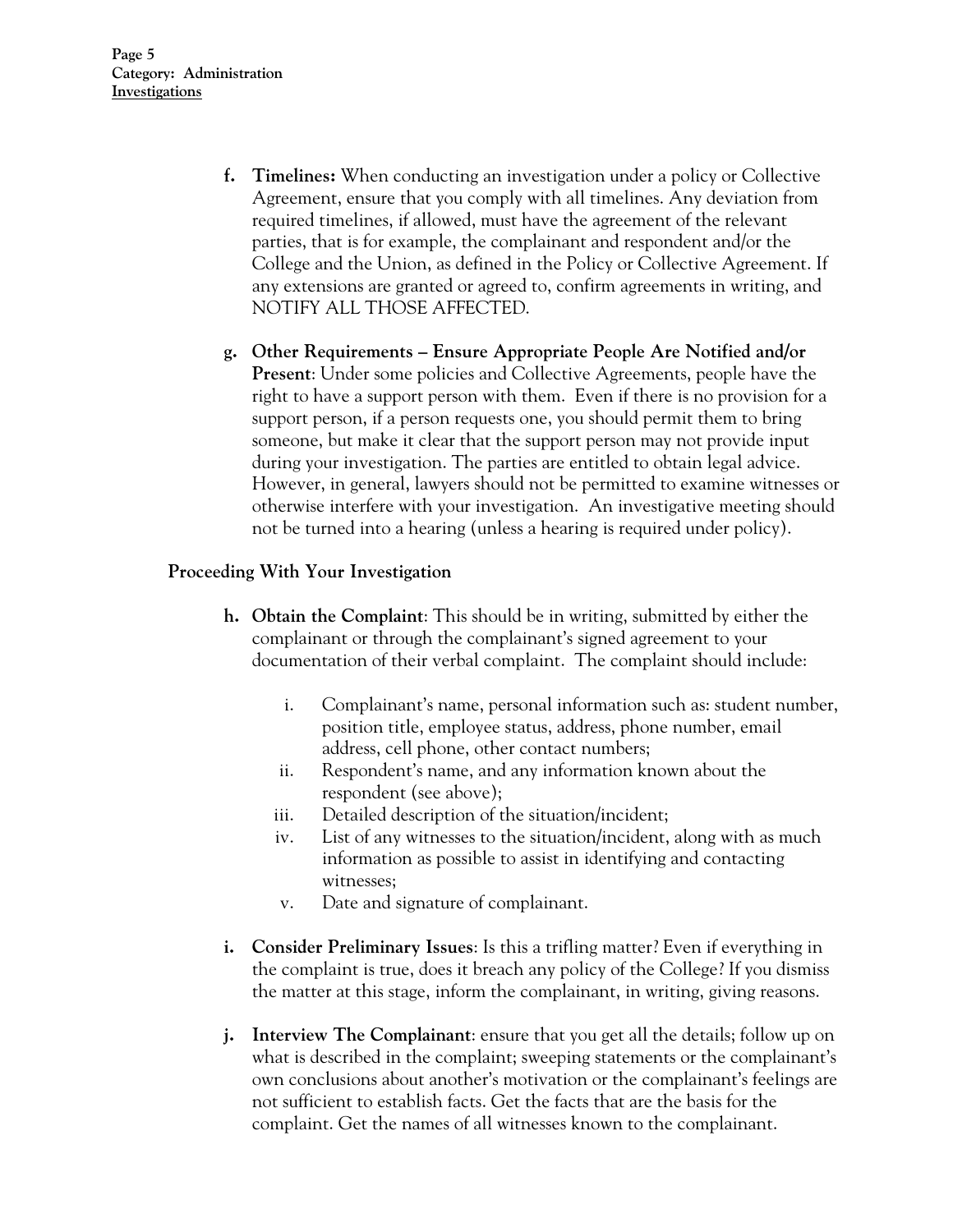f. **Timelines:** When conducting an investigation under a policy or Collective Agreement, ensure that you comply with all timelines. Any deviation from required timelines, if allowed, must have the agreement of the relevant parties, that is for example, the complainant and respondent and/or the College and the Union, as defined in the Policy or Collective Agreement. If any extensions are granted or agreed to, confirm agreements in writing, and NOTIFY ALL THOSE AFFECTED.

g. **Other Requirements – Ensure Appropriate People Are Notified and/or Present**: Under some policies and Collective Agreements, people have the right to have a support person with them. Even if there is no provision for a support person, if a person requests one, you should permit them to bring someone, but make it clear that the support person may not provide input during your investigation. The parties are entitled to obtain legal advice. However, in general, lawyers should not be permitted to examine witnesses or otherwise interfere with your investigation. An investigative meeting should not be turned into a hearing (unless a hearing is required under policy).

### Proceeding With Your Investigation

h. **Obtain the Complaint**: This should be in writing, submitted by either the complainant or through the complainant's signed agreement to your documentation of their verbal complaint. The complaint should include:

   i. Complainant's name, personal information such as: student number, position title, employee status, address, phone number, email address, cell phone, other contact numbers;
   ii. Respondent's name, and any information known about the respondent (see above);
   iii. Detailed description of the situation/incident;
   iv. List of any witnesses to the situation/incident, along with as much information as possible to assist in identifying and contacting witnesses;
   v. Date and signature of complainant.

i. **Consider Preliminary Issues**: Is this a trifling matter? Even if everything in the complaint is true, does it breach any policy of the College? If you dismiss the matter at this stage, inform the complainant, in writing, giving reasons.

j. **Interview The Complainant**: ensure that you get all the details; follow up on what is described in the complaint; sweeping statements or the complainant's own conclusions about another's motivation or the complainant's feelings are not sufficient to establish facts. Get the facts that are the basis for the complaint. Get the names of all witnesses known to the complainant.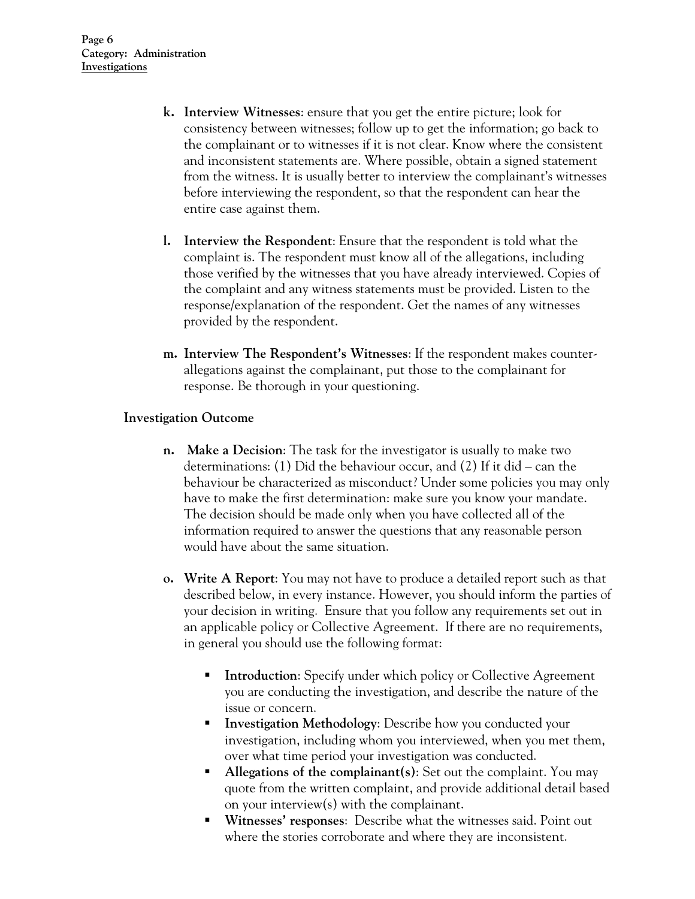k. **Interview Witnesses**: ensure that you get the entire picture; look for consistency between witnesses; follow up to get the information; go back to the complainant or to witnesses if it is not clear. Know where the consistent and inconsistent statements are. Where possible, obtain a signed statement from the witness. It is usually better to interview the complainant's witnesses before interviewing the respondent, so that the respondent can hear the entire case against them.

l. **Interview the Respondent**: Ensure that the respondent is told what the complaint is. The respondent must know all of the allegations, including those verified by the witnesses that you have already interviewed. Copies of the complaint and any witness statements must be provided. Listen to the response/explanation of the respondent. Get the names of any witnesses provided by the respondent.

m. **Interview The Respondent's Witnesses**: If the respondent makes counter-allegations against the complainant, put those to the complainant for response. Be thorough in your questioning.

### Investigation Outcome

n. **Make a Decision**: The task for the investigator is usually to make two determinations: (1) Did the behaviour occur, and (2) If it did – can the behaviour be characterized as misconduct? Under some policies you may only have to make the first determination: make sure you know your mandate. The decision should be made only when you have collected all of the information required to answer the questions that any reasonable person would have about the same situation.

o. **Write A Report**: You may not have to produce a detailed report such as that described below, in every instance. However, you should inform the parties of your decision in writing. Ensure that you follow any requirements set out in an applicable policy or Collective Agreement. If there are no requirements, in general you should use the following format:

- **Introduction**: Specify under which policy or Collective Agreement you are conducting the investigation, and describe the nature of the issue or concern.
- **Investigation Methodology**: Describe how you conducted your investigation, including whom you interviewed, when you met them, over what time period your investigation was conducted.
- **Allegations of the complainant(s)**: Set out the complaint. You may quote from the written complaint, and provide additional detail based on your interview(s) with the complainant.
- **Witnesses' responses**: Describe what the witnesses said. Point out where the stories corroborate and where they are inconsistent.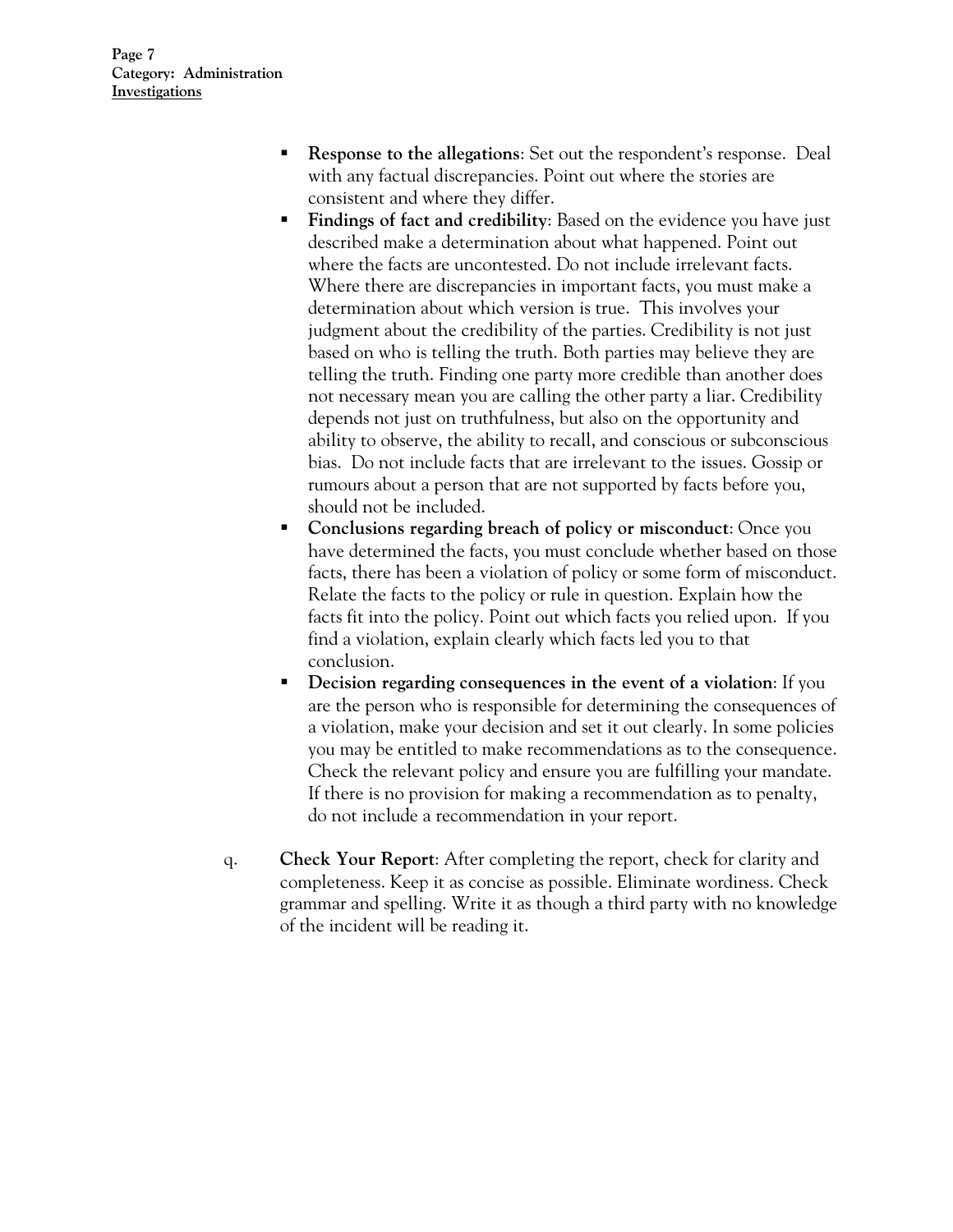- **Response to the allegations**: Set out the respondent's response. Deal with any factual discrepancies. Point out where the stories are consistent and where they differ.
- **Findings of fact and credibility**: Based on the evidence you have just described make a determination about what happened. Point out where the facts are uncontested. Do not include irrelevant facts. Where there are discrepancies in important facts, you must make a determination about which version is true. This involves your judgment about the credibility of the parties. Credibility is not just based on who is telling the truth. Both parties may believe they are telling the truth. Finding one party more credible than another does not necessary mean you are calling the other party a liar. Credibility depends not just on truthfulness, but also on the opportunity and ability to observe, the ability to recall, and conscious or subconscious bias. Do not include facts that are irrelevant to the issues. Gossip or rumours about a person that are not supported by facts before you, should not be included.
- **Conclusions regarding breach of policy or misconduct**: Once you have determined the facts, you must conclude whether based on those facts, there has been a violation of policy or some form of misconduct. Relate the facts to the policy or rule in question. Explain how the facts fit into the policy. Point out which facts you relied upon. If you find a violation, explain clearly which facts led you to that conclusion.
- **Decision regarding consequences in the event of a violation**: If you are the person who is responsible for determining the consequences of a violation, make your decision and set it out clearly. In some policies you may be entitled to make recommendations as to the consequence. Check the relevant policy and ensure you are fulfilling your mandate. If there is no provision for making a recommendation as to penalty, do not include a recommendation in your report.

q. **Check Your Report**: After completing the report, check for clarity and completeness. Keep it as concise as possible. Eliminate wordiness. Check grammar and spelling. Write it as though a third party with no knowledge of the incident will be reading it.